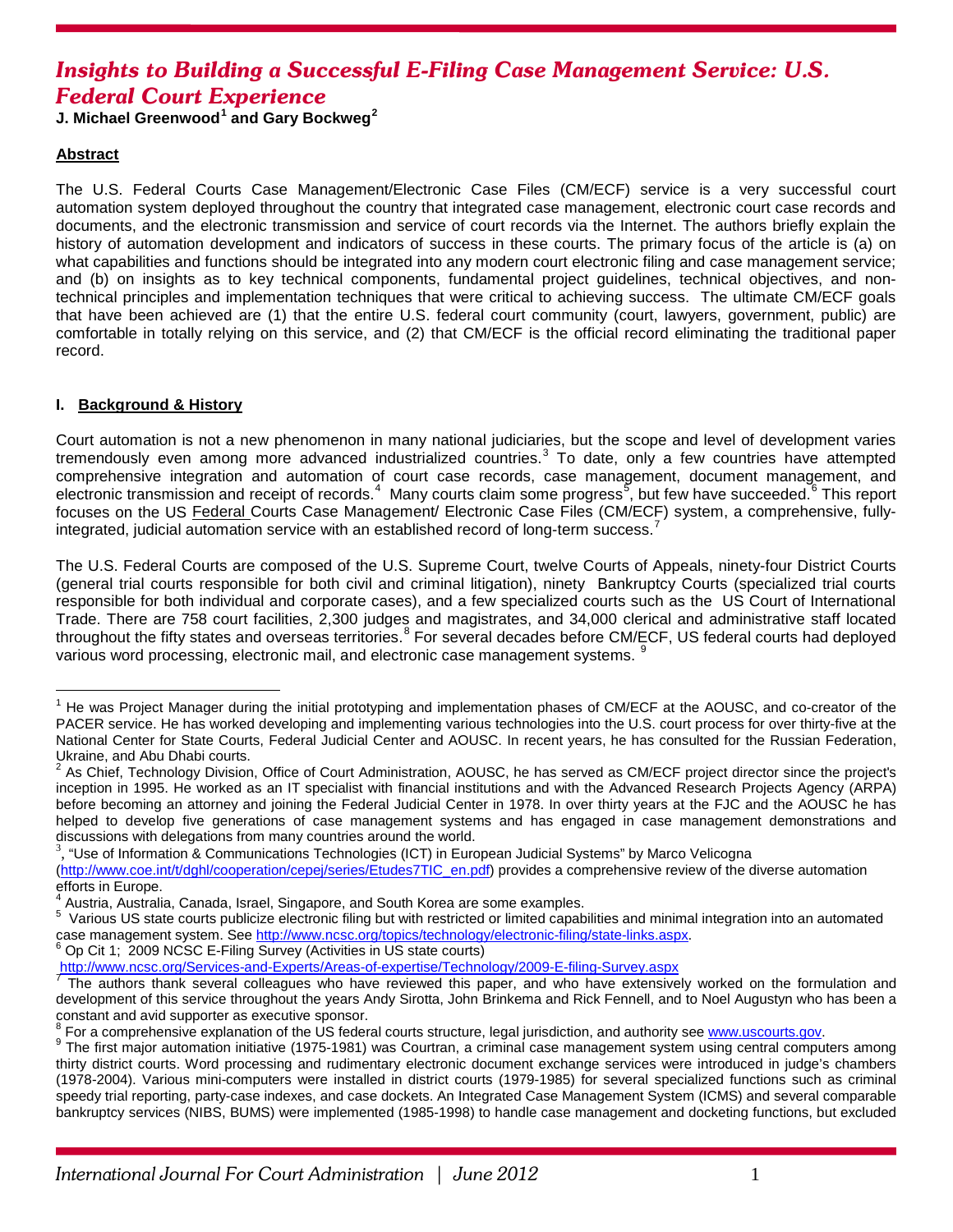# Insights to Building a Successful E-Filing Case Management Service: U.S. Federal Court Experience

**J. Michael Greenwood[1] and Gary Bockweg[2]**

**Abstract**

The U.S. Federal Courts Case Management/Electronic Case Files (CM/ECF) service is a very successful court automation system deployed throughout the country that integrated case management, electronic court case records and documents, and the electronic transmission and service of court records via the Internet. The authors briefly explain the history of automation development and indicators of success in these courts. The primary focus of the article is (a) on what capabilities and functions should be integrated into any modern court electronic filing and case management service; and (b) on insights as to key technical components, fundamental project guidelines, technical objectives, and non-technical principles and implementation techniques that were critical to achieving success. The ultimate CM/ECF goals that have been achieved are (1) that the entire U.S. federal court community (court, lawyers, government, public) are comfortable in totally relying on this service, and (2) that CM/ECF is the official record eliminating the traditional paper record.

## I. Background & History

Court automation is not a new phenomenon in many national judiciaries, but the scope and level of development varies tremendously even among more advanced industrialized countries.[3] To date, only a few countries have attempted comprehensive integration and automation of court case records, case management, document management, and electronic transmission and receipt of records.[4] Many courts claim some progress[5], but few have succeeded.[6] This report focuses on the US Federal Courts Case Management/ Electronic Case Files (CM/ECF) system, a comprehensive, fully-integrated, judicial automation service with an established record of long-term success.[7]

The U.S. Federal Courts are composed of the U.S. Supreme Court, twelve Courts of Appeals, ninety-four District Courts (general trial courts responsible for both civil and criminal litigation), ninety Bankruptcy Courts (specialized trial courts responsible for both individual and corporate cases), and a few specialized courts such as the US Court of International Trade. There are 758 court facilities, 2,300 judges and magistrates, and 34,000 clerical and administrative staff located throughout the fifty states and overseas territories.[8] For several decades before CM/ECF, US federal courts had deployed various word processing, electronic mail, and electronic case management systems.[9]

---

[1] He was Project Manager during the initial prototyping and implementation phases of CM/ECF at the AOUSC, and co-creator of the PACER service. He has worked developing and implementing various technologies into the U.S. court process for over thirty-five at the National Center for State Courts, Federal Judicial Center and AOUSC. In recent years, he has consulted for the Russian Federation, Ukraine, and Abu Dhabi courts.

[2] As Chief, Technology Division, Office of Court Administration, AOUSC, he has served as CM/ECF project director since the project's inception in 1995. He worked as an IT specialist with financial institutions and with the Advanced Research Projects Agency (ARPA) before becoming an attorney and joining the Federal Judicial Center in 1978. In over thirty years at the FJC and the AOUSC he has helped to develop five generations of case management systems and has engaged in case management demonstrations and discussions with delegations from many countries around the world.

[3], "Use of Information & Communications Technologies (ICT) in European Judicial Systems" by Marco Velicogna (http://www.coe.int/t/dghl/cooperation/cepej/series/Etudes7TIC_en.pdf) provides a comprehensive review of the diverse automation efforts in Europe.

[4] Austria, Australia, Canada, Israel, Singapore, and South Korea are some examples.

[5] Various US state courts publicize electronic filing but with restricted or limited capabilities and minimal integration into an automated case management system. See http://www.ncsc.org/topics/technology/electronic-filing/state-links.aspx.

[6] Op Cit 1; 2009 NCSC E-Filing Survey (Activities in US state courts) http://www.ncsc.org/Services-and-Experts/Areas-of-expertise/Technology/2009-E-filing-Survey.aspx

[7] The authors thank several colleagues who have reviewed this paper, and who have extensively worked on the formulation and development of this service throughout the years Andy Sirotta, John Brinkema and Rick Fennell, and to Noel Augustyn who has been a constant and avid supporter as executive sponsor.

[8] For a comprehensive explanation of the US federal courts structure, legal jurisdiction, and authority see www.uscourts.gov.

[9] The first major automation initiative (1975-1981) was Courtran, a criminal case management system using central computers among thirty district courts. Word processing and rudimentary electronic document exchange services were introduced in judge's chambers (1978-2004). Various mini-computers were installed in district courts (1979-1985) for several specialized functions such as criminal speedy trial reporting, party-case indexes, and case dockets. An Integrated Case Management System (ICMS) and several comparable bankruptcy services (NIBS, BUMS) were implemented (1985-1998) to handle case management and docketing functions, but excluded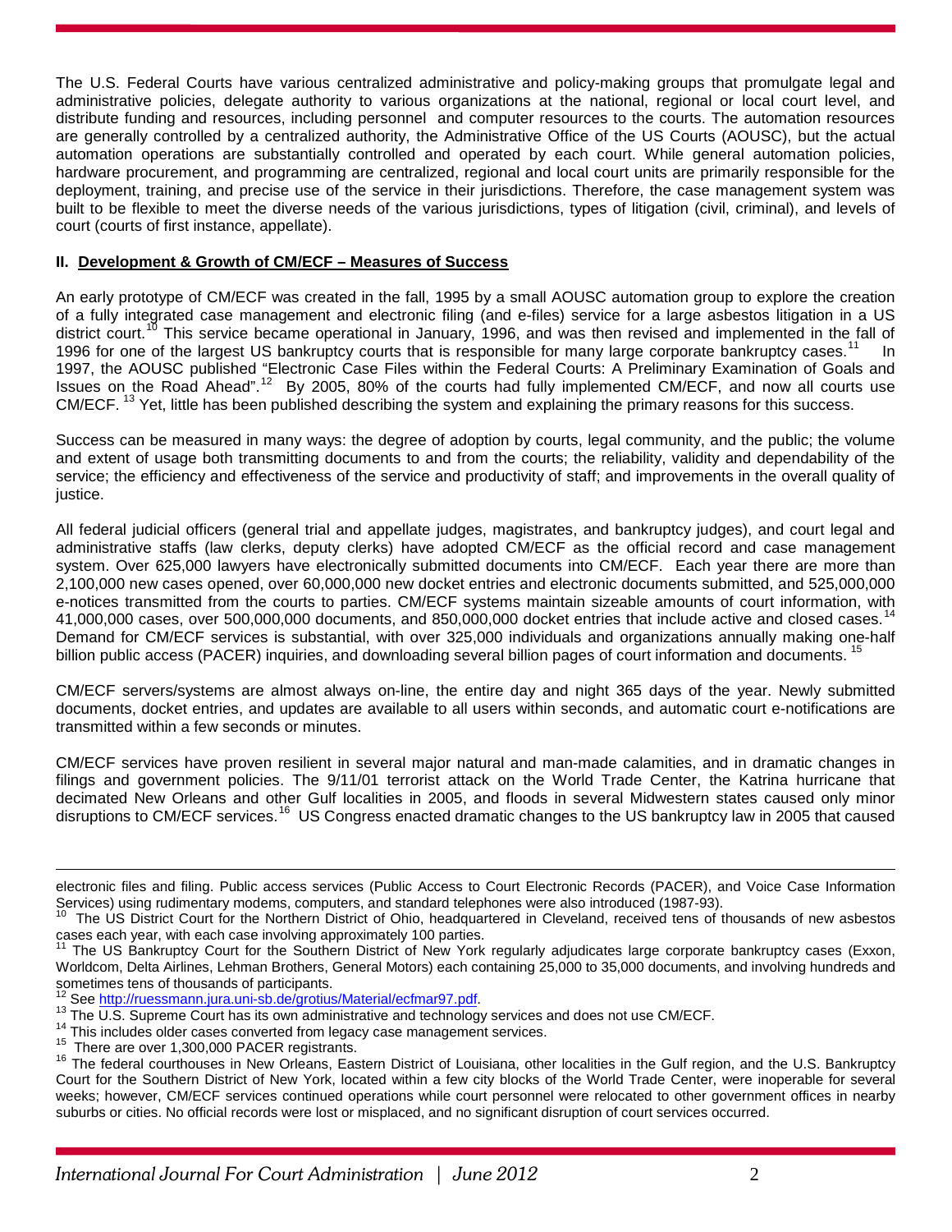The U.S. Federal Courts have various centralized administrative and policy-making groups that promulgate legal and administrative policies, delegate authority to various organizations at the national, regional or local court level, and distribute funding and resources, including personnel and computer resources to the courts. The automation resources are generally controlled by a centralized authority, the Administrative Office of the US Courts (AOUSC), but the actual automation operations are substantially controlled and operated by each court. While general automation policies, hardware procurement, and programming are centralized, regional and local court units are primarily responsible for the deployment, training, and precise use of the service in their jurisdictions. Therefore, the case management system was built to be flexible to meet the diverse needs of the various jurisdictions, types of litigation (civil, criminal), and levels of court (courts of first instance, appellate).

## II. Development & Growth of CM/ECF – Measures of Success

An early prototype of CM/ECF was created in the fall, 1995 by a small AOUSC automation group to explore the creation of a fully integrated case management and electronic filing (and e-files) service for a large asbestos litigation in a US district court.[10] This service became operational in January, 1996, and was then revised and implemented in the fall of 1996 for one of the largest US bankruptcy courts that is responsible for many large corporate bankruptcy cases.[11] In 1997, the AOUSC published "Electronic Case Files within the Federal Courts: A Preliminary Examination of Goals and Issues on the Road Ahead".[12] By 2005, 80% of the courts had fully implemented CM/ECF, and now all courts use CM/ECF.[13] Yet, little has been published describing the system and explaining the primary reasons for this success.

Success can be measured in many ways: the degree of adoption by courts, legal community, and the public; the volume and extent of usage both transmitting documents to and from the courts; the reliability, validity and dependability of the service; the efficiency and effectiveness of the service and productivity of staff; and improvements in the overall quality of justice.

All federal judicial officers (general trial and appellate judges, magistrates, and bankruptcy judges), and court legal and administrative staffs (law clerks, deputy clerks) have adopted CM/ECF as the official record and case management system. Over 625,000 lawyers have electronically submitted documents into CM/ECF. Each year there are more than 2,100,000 new cases opened, over 60,000,000 new docket entries and electronic documents submitted, and 525,000,000 e-notices transmitted from the courts to parties. CM/ECF systems maintain sizeable amounts of court information, with 41,000,000 cases, over 500,000,000 documents, and 850,000,000 docket entries that include active and closed cases.[14] Demand for CM/ECF services is substantial, with over 325,000 individuals and organizations annually making one-half billion public access (PACER) inquiries, and downloading several billion pages of court information and documents.[15]

CM/ECF servers/systems are almost always on-line, the entire day and night 365 days of the year. Newly submitted documents, docket entries, and updates are available to all users within seconds, and automatic court e-notifications are transmitted within a few seconds or minutes.

CM/ECF services have proven resilient in several major natural and man-made calamities, and in dramatic changes in filings and government policies. The 9/11/01 terrorist attack on the World Trade Center, the Katrina hurricane that decimated New Orleans and other Gulf localities in 2005, and floods in several Midwestern states caused only minor disruptions to CM/ECF services.[16] US Congress enacted dramatic changes to the US bankruptcy law in 2005 that caused

---

electronic files and filing. Public access services (Public Access to Court Electronic Records (PACER), and Voice Case Information Services) using rudimentary modems, computers, and standard telephones were also introduced (1987-93).

[10] The US District Court for the Northern District of Ohio, headquartered in Cleveland, received tens of thousands of new asbestos cases each year, with each case involving approximately 100 parties.

[11] The US Bankruptcy Court for the Southern District of New York regularly adjudicates large corporate bankruptcy cases (Exxon, Worldcom, Delta Airlines, Lehman Brothers, General Motors) each containing 25,000 to 35,000 documents, and involving hundreds and sometimes tens of thousands of participants.

[12] See http://ruessmann.jura.uni-sb.de/grotius/Material/ecfmar97.pdf.

[13] The U.S. Supreme Court has its own administrative and technology services and does not use CM/ECF.

[14] This includes older cases converted from legacy case management services.

[15] There are over 1,300,000 PACER registrants.

[16] The federal courthouses in New Orleans, Eastern District of Louisiana, other localities in the Gulf region, and the U.S. Bankruptcy Court for the Southern District of New York, located within a few city blocks of the World Trade Center, were inoperable for several weeks; however, CM/ECF services continued operations while court personnel were relocated to other government offices in nearby suburbs or cities. No official records were lost or misplaced, and no significant disruption of court services occurred.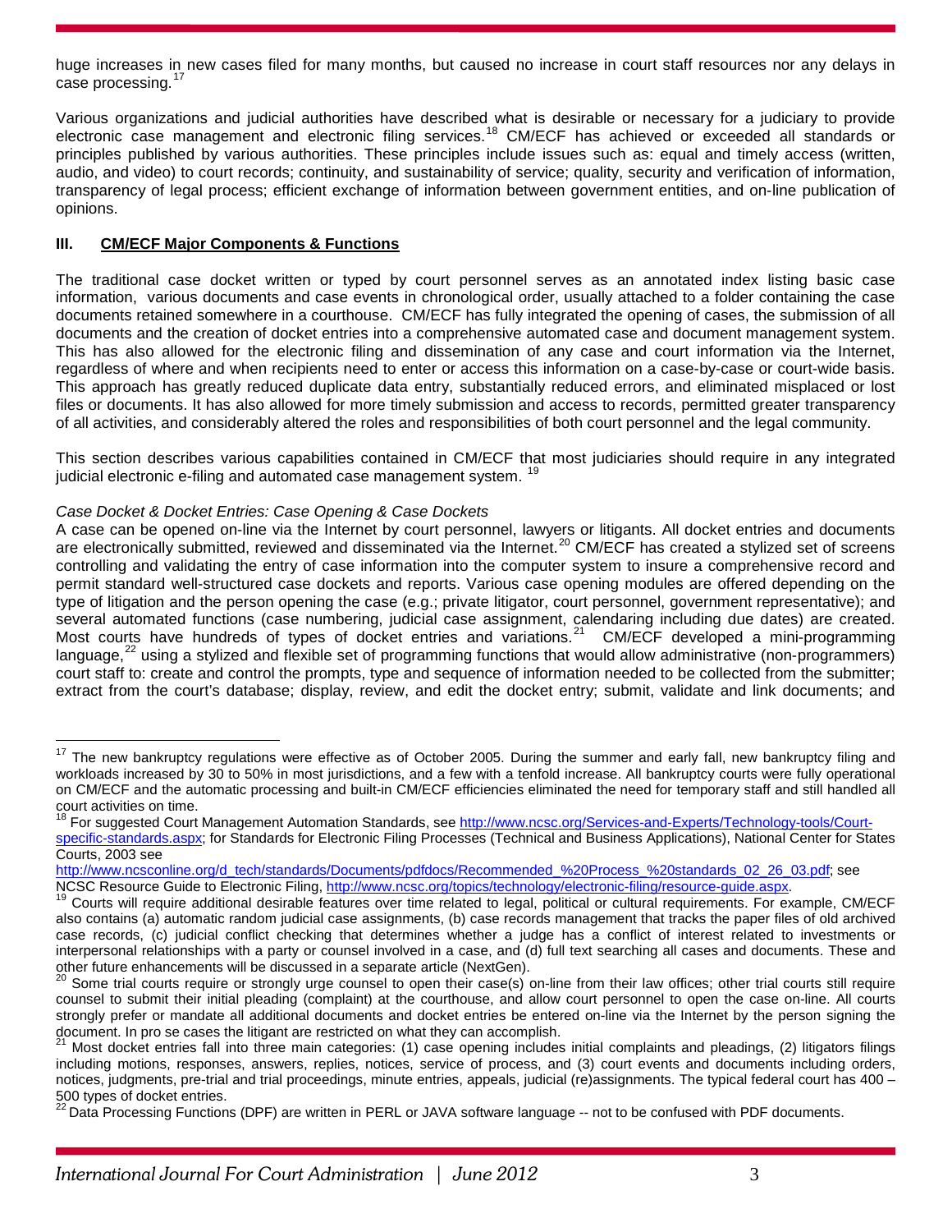huge increases in new cases filed for many months, but caused no increase in court staff resources nor any delays in case processing.[17]

Various organizations and judicial authorities have described what is desirable or necessary for a judiciary to provide electronic case management and electronic filing services.[18] CM/ECF has achieved or exceeded all standards or principles published by various authorities. These principles include issues such as: equal and timely access (written, audio, and video) to court records; continuity, and sustainability of service; quality, security and verification of information, transparency of legal process; efficient exchange of information between government entities, and on-line publication of opinions.

## III. CM/ECF Major Components & Functions

The traditional case docket written or typed by court personnel serves as an annotated index listing basic case information, various documents and case events in chronological order, usually attached to a folder containing the case documents retained somewhere in a courthouse. CM/ECF has fully integrated the opening of cases, the submission of all documents and the creation of docket entries into a comprehensive automated case and document management system. This has also allowed for the electronic filing and dissemination of any case and court information via the Internet, regardless of where and when recipients need to enter or access this information on a case-by-case or court-wide basis. This approach has greatly reduced duplicate data entry, substantially reduced errors, and eliminated misplaced or lost files or documents. It has also allowed for more timely submission and access to records, permitted greater transparency of all activities, and considerably altered the roles and responsibilities of both court personnel and the legal community.

This section describes various capabilities contained in CM/ECF that most judiciaries should require in any integrated judicial electronic e-filing and automated case management system.[19]

*Case Docket & Docket Entries: Case Opening & Case Dockets*

A case can be opened on-line via the Internet by court personnel, lawyers or litigants. All docket entries and documents are electronically submitted, reviewed and disseminated via the Internet.[20] CM/ECF has created a stylized set of screens controlling and validating the entry of case information into the computer system to insure a comprehensive record and permit standard well-structured case dockets and reports. Various case opening modules are offered depending on the type of litigation and the person opening the case (e.g.; private litigator, court personnel, government representative); and several automated functions (case numbering, judicial case assignment, calendaring including due dates) are created. Most courts have hundreds of types of docket entries and variations.[21] CM/ECF developed a mini-programming language,[22] using a stylized and flexible set of programming functions that would allow administrative (non-programmers) court staff to: create and control the prompts, type and sequence of information needed to be collected from the submitter; extract from the court's database; display, review, and edit the docket entry; submit, validate and link documents; and

---

[17] The new bankruptcy regulations were effective as of October 2005. During the summer and early fall, new bankruptcy filing and workloads increased by 30 to 50% in most jurisdictions, and a few with a tenfold increase. All bankruptcy courts were fully operational on CM/ECF and the automatic processing and built-in CM/ECF efficiencies eliminated the need for temporary staff and still handled all court activities on time.

[18] For suggested Court Management Automation Standards, see http://www.ncsc.org/Services-and-Experts/Technology-tools/Court-specific-standards.aspx; for Standards for Electronic Filing Processes (Technical and Business Applications), National Center for States Courts, 2003 see http://www.ncsconline.org/d_tech/standards/Documents/pdfdocs/Recommended_%20Process_%20standards_02_26_03.pdf; see NCSC Resource Guide to Electronic Filing, http://www.ncsc.org/topics/technology/electronic-filing/resource-guide.aspx.

[19] Courts will require additional desirable features over time related to legal, political or cultural requirements. For example, CM/ECF also contains (a) automatic random judicial case assignments, (b) case records management that tracks the paper files of old archived case records, (c) judicial conflict checking that determines whether a judge has a conflict of interest related to investments or interpersonal relationships with a party or counsel involved in a case, and (d) full text searching all cases and documents. These and other future enhancements will be discussed in a separate article (NextGen).

[20] Some trial courts require or strongly urge counsel to open their case(s) on-line from their law offices; other trial courts still require counsel to submit their initial pleading (complaint) at the courthouse, and allow court personnel to open the case on-line. All courts strongly prefer or mandate all additional documents and docket entries be entered on-line via the Internet by the person signing the document. In pro se cases the litigant are restricted on what they can accomplish.

[21] Most docket entries fall into three main categories: (1) case opening includes initial complaints and pleadings, (2) litigators filings including motions, responses, answers, replies, notices, service of process, and (3) court events and documents including orders, notices, judgments, pre-trial and trial proceedings, minute entries, appeals, judicial (re)assignments. The typical federal court has 400 – 500 types of docket entries.

[22] Data Processing Functions (DPF) are written in PERL or JAVA software language -- not to be confused with PDF documents.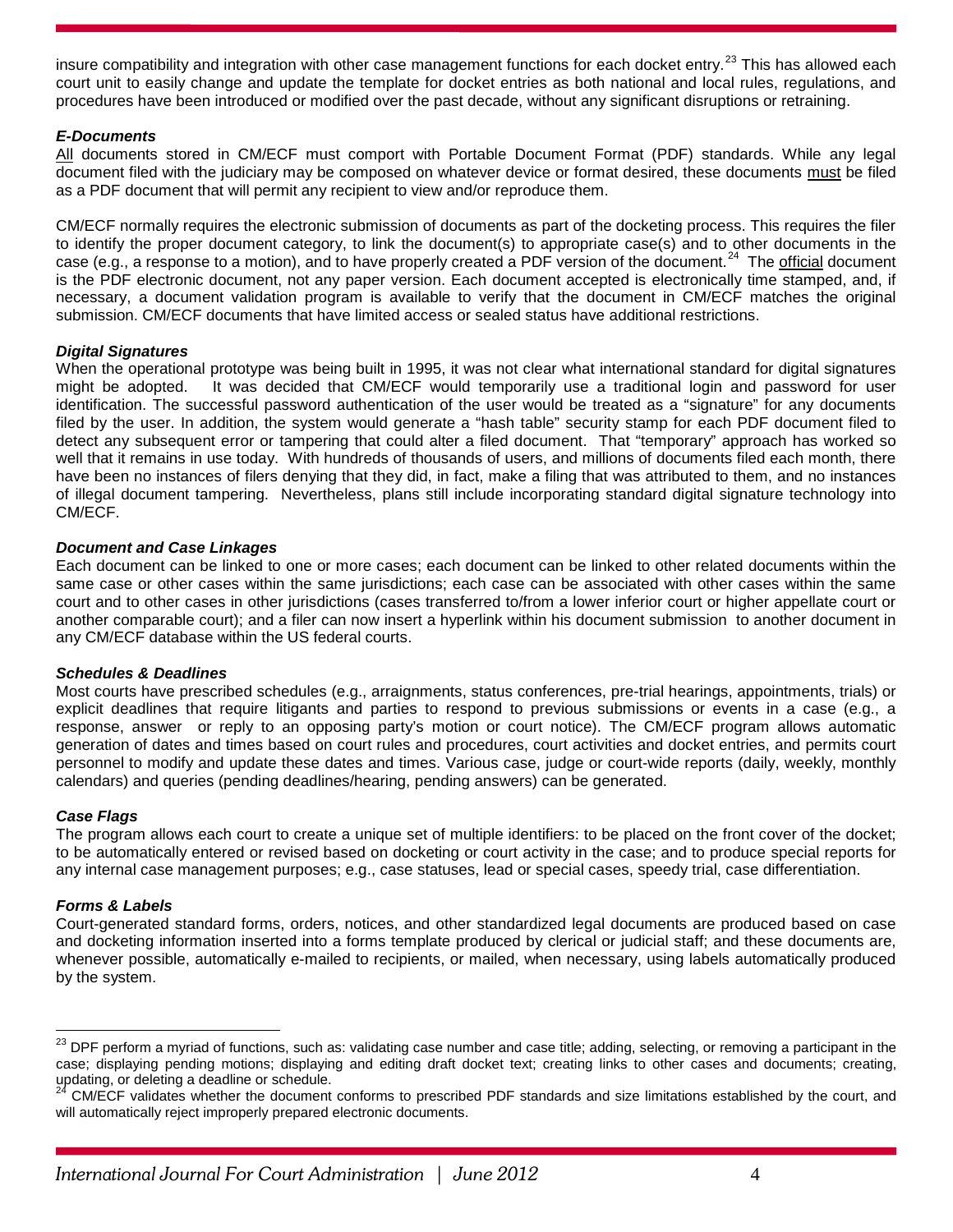insure compatibility and integration with other case management functions for each docket entry.[23] This has allowed each court unit to easily change and update the template for docket entries as both national and local rules, regulations, and procedures have been introduced or modified over the past decade, without any significant disruptions or retraining.

#### *E-Documents*

All documents stored in CM/ECF must comport with Portable Document Format (PDF) standards. While any legal document filed with the judiciary may be composed on whatever device or format desired, these documents must be filed as a PDF document that will permit any recipient to view and/or reproduce them.

CM/ECF normally requires the electronic submission of documents as part of the docketing process. This requires the filer to identify the proper document category, to link the document(s) to appropriate case(s) and to other documents in the case (e.g., a response to a motion), and to have properly created a PDF version of the document.[24] The official document is the PDF electronic document, not any paper version. Each document accepted is electronically time stamped, and, if necessary, a document validation program is available to verify that the document in CM/ECF matches the original submission. CM/ECF documents that have limited access or sealed status have additional restrictions.

#### *Digital Signatures*

When the operational prototype was being built in 1995, it was not clear what international standard for digital signatures might be adopted. It was decided that CM/ECF would temporarily use a traditional login and password for user identification. The successful password authentication of the user would be treated as a "signature" for any documents filed by the user. In addition, the system would generate a "hash table" security stamp for each PDF document filed to detect any subsequent error or tampering that could alter a filed document. That "temporary" approach has worked so well that it remains in use today. With hundreds of thousands of users, and millions of documents filed each month, there have been no instances of filers denying that they did, in fact, make a filing that was attributed to them, and no instances of illegal document tampering. Nevertheless, plans still include incorporating standard digital signature technology into CM/ECF.

#### *Document and Case Linkages*

Each document can be linked to one or more cases; each document can be linked to other related documents within the same case or other cases within the same jurisdictions; each case can be associated with other cases within the same court and to other cases in other jurisdictions (cases transferred to/from a lower inferior court or higher appellate court or another comparable court); and a filer can now insert a hyperlink within his document submission to another document in any CM/ECF database within the US federal courts.

#### *Schedules & Deadlines*

Most courts have prescribed schedules (e.g., arraignments, status conferences, pre-trial hearings, appointments, trials) or explicit deadlines that require litigants and parties to respond to previous submissions or events in a case (e.g., a response, answer or reply to an opposing party's motion or court notice). The CM/ECF program allows automatic generation of dates and times based on court rules and procedures, court activities and docket entries, and permits court personnel to modify and update these dates and times. Various case, judge or court-wide reports (daily, weekly, monthly calendars) and queries (pending deadlines/hearing, pending answers) can be generated.

#### *Case Flags*

The program allows each court to create a unique set of multiple identifiers: to be placed on the front cover of the docket; to be automatically entered or revised based on docketing or court activity in the case; and to produce special reports for any internal case management purposes; e.g., case statuses, lead or special cases, speedy trial, case differentiation.

#### *Forms & Labels*

Court-generated standard forms, orders, notices, and other standardized legal documents are produced based on case and docketing information inserted into a forms template produced by clerical or judicial staff; and these documents are, whenever possible, automatically e-mailed to recipients, or mailed, when necessary, using labels automatically produced by the system.

---

[23] DPF perform a myriad of functions, such as: validating case number and case title; adding, selecting, or removing a participant in the case; displaying pending motions; displaying and editing draft docket text; creating links to other cases and documents; creating, updating, or deleting a deadline or schedule.

[24] CM/ECF validates whether the document conforms to prescribed PDF standards and size limitations established by the court, and will automatically reject improperly prepared electronic documents.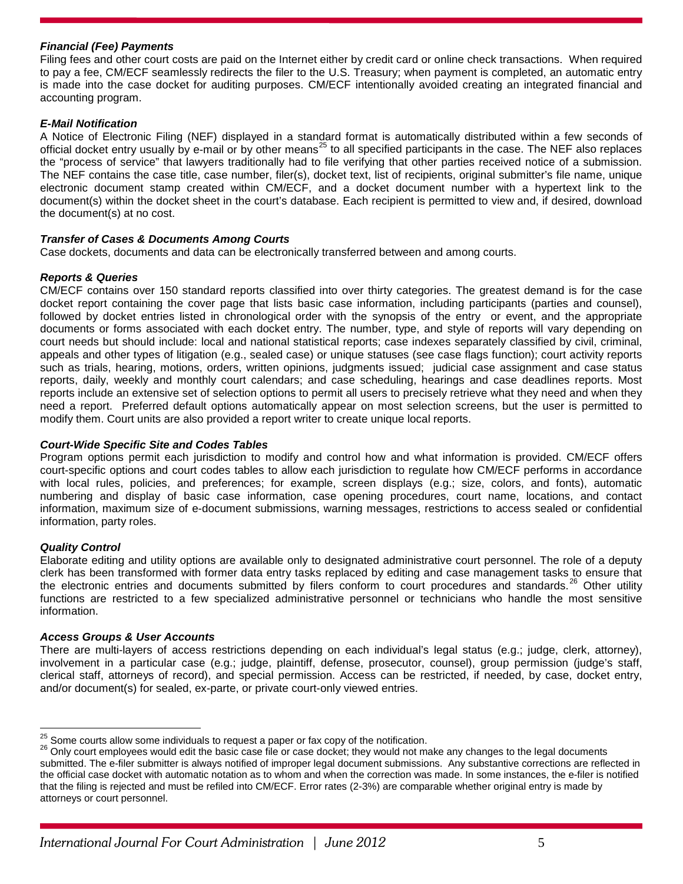***Financial (Fee) Payments***

Filing fees and other court costs are paid on the Internet either by credit card or online check transactions. When required to pay a fee, CM/ECF seamlessly redirects the filer to the U.S. Treasury; when payment is completed, an automatic entry is made into the case docket for auditing purposes. CM/ECF intentionally avoided creating an integrated financial and accounting program.

***E-Mail Notification***

A Notice of Electronic Filing (NEF) displayed in a standard format is automatically distributed within a few seconds of official docket entry usually by e-mail or by other means[25] to all specified participants in the case. The NEF also replaces the "process of service" that lawyers traditionally had to file verifying that other parties received notice of a submission. The NEF contains the case title, case number, filer(s), docket text, list of recipients, original submitter's file name, unique electronic document stamp created within CM/ECF, and a docket document number with a hypertext link to the document(s) within the docket sheet in the court's database. Each recipient is permitted to view and, if desired, download the document(s) at no cost.

***Transfer of Cases & Documents Among Courts***

Case dockets, documents and data can be electronically transferred between and among courts.

***Reports & Queries***

CM/ECF contains over 150 standard reports classified into over thirty categories. The greatest demand is for the case docket report containing the cover page that lists basic case information, including participants (parties and counsel), followed by docket entries listed in chronological order with the synopsis of the entry or event, and the appropriate documents or forms associated with each docket entry. The number, type, and style of reports will vary depending on court needs but should include: local and national statistical reports; case indexes separately classified by civil, criminal, appeals and other types of litigation (e.g., sealed case) or unique statuses (see case flags function); court activity reports such as trials, hearing, motions, orders, written opinions, judgments issued; judicial case assignment and case status reports, daily, weekly and monthly court calendars; and case scheduling, hearings and case deadlines reports. Most reports include an extensive set of selection options to permit all users to precisely retrieve what they need and when they need a report. Preferred default options automatically appear on most selection screens, but the user is permitted to modify them. Court units are also provided a report writer to create unique local reports.

***Court-Wide Specific Site and Codes Tables***

Program options permit each jurisdiction to modify and control how and what information is provided. CM/ECF offers court-specific options and court codes tables to allow each jurisdiction to regulate how CM/ECF performs in accordance with local rules, policies, and preferences; for example, screen displays (e.g.; size, colors, and fonts), automatic numbering and display of basic case information, case opening procedures, court name, locations, and contact information, maximum size of e-document submissions, warning messages, restrictions to access sealed or confidential information, party roles.

***Quality Control***

Elaborate editing and utility options are available only to designated administrative court personnel. The role of a deputy clerk has been transformed with former data entry tasks replaced by editing and case management tasks to ensure that the electronic entries and documents submitted by filers conform to court procedures and standards.[26] Other utility functions are restricted to a few specialized administrative personnel or technicians who handle the most sensitive information.

***Access Groups & User Accounts***

There are multi-layers of access restrictions depending on each individual's legal status (e.g.; judge, clerk, attorney), involvement in a particular case (e.g.; judge, plaintiff, defense, prosecutor, counsel), group permission (judge's staff, clerical staff, attorneys of record), and special permission. Access can be restricted, if needed, by case, docket entry, and/or document(s) for sealed, ex-parte, or private court-only viewed entries.

---

[25] Some courts allow some individuals to request a paper or fax copy of the notification.

[26] Only court employees would edit the basic case file or case docket; they would not make any changes to the legal documents submitted. The e-filer submitter is always notified of improper legal document submissions. Any substantive corrections are reflected in the official case docket with automatic notation as to whom and when the correction was made. In some instances, the e-filer is notified that the filing is rejected and must be refiled into CM/ECF. Error rates (2-3%) are comparable whether original entry is made by attorneys or court personnel.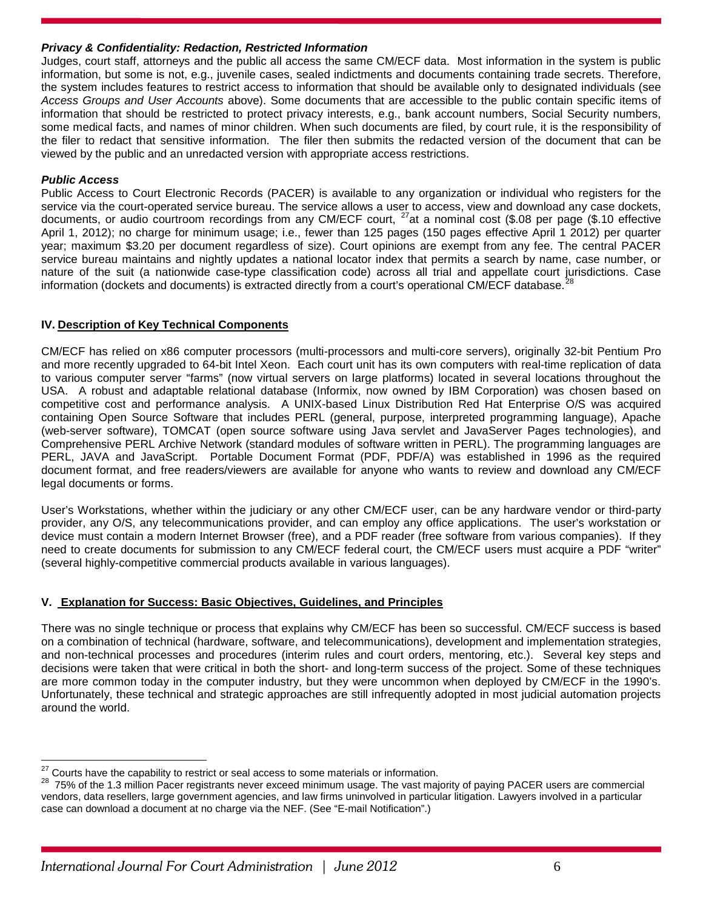***Privacy & Confidentiality: Redaction, Restricted Information***

Judges, court staff, attorneys and the public all access the same CM/ECF data. Most information in the system is public information, but some is not, e.g., juvenile cases, sealed indictments and documents containing trade secrets. Therefore, the system includes features to restrict access to information that should be available only to designated individuals (see *Access Groups and User Accounts* above). Some documents that are accessible to the public contain specific items of information that should be restricted to protect privacy interests, e.g., bank account numbers, Social Security numbers, some medical facts, and names of minor children. When such documents are filed, by court rule, it is the responsibility of the filer to redact that sensitive information. The filer then submits the redacted version of the document that can be viewed by the public and an unredacted version with appropriate access restrictions.

***Public Access***

Public Access to Court Electronic Records (PACER) is available to any organization or individual who registers for the service via the court-operated service bureau. The service allows a user to access, view and download any case dockets, documents, or audio courtroom recordings from any CM/ECF court, [27]at a nominal cost ($.08 per page ($.10 effective April 1, 2012); no charge for minimum usage; i.e., fewer than 125 pages (150 pages effective April 1 2012) per quarter year; maximum $3.20 per document regardless of size). Court opinions are exempt from any fee. The central PACER service bureau maintains and nightly updates a national locator index that permits a search by name, case number, or nature of the suit (a nationwide case-type classification code) across all trial and appellate court jurisdictions. Case information (dockets and documents) is extracted directly from a court's operational CM/ECF database.[28]

## IV. Description of Key Technical Components

CM/ECF has relied on x86 computer processors (multi-processors and multi-core servers), originally 32-bit Pentium Pro and more recently upgraded to 64-bit Intel Xeon. Each court unit has its own computers with real-time replication of data to various computer server "farms" (now virtual servers on large platforms) located in several locations throughout the USA. A robust and adaptable relational database (Informix, now owned by IBM Corporation) was chosen based on competitive cost and performance analysis. A UNIX-based Linux Distribution Red Hat Enterprise O/S was acquired containing Open Source Software that includes PERL (general, purpose, interpreted programming language), Apache (web-server software), TOMCAT (open source software using Java servlet and JavaServer Pages technologies), and Comprehensive PERL Archive Network (standard modules of software written in PERL). The programming languages are PERL, JAVA and JavaScript. Portable Document Format (PDF, PDF/A) was established in 1996 as the required document format, and free readers/viewers are available for anyone who wants to review and download any CM/ECF legal documents or forms.

User's Workstations, whether within the judiciary or any other CM/ECF user, can be any hardware vendor or third-party provider, any O/S, any telecommunications provider, and can employ any office applications. The user's workstation or device must contain a modern Internet Browser (free), and a PDF reader (free software from various companies). If they need to create documents for submission to any CM/ECF federal court, the CM/ECF users must acquire a PDF "writer" (several highly-competitive commercial products available in various languages).

## V. Explanation for Success: Basic Objectives, Guidelines, and Principles

There was no single technique or process that explains why CM/ECF has been so successful. CM/ECF success is based on a combination of technical (hardware, software, and telecommunications), development and implementation strategies, and non-technical processes and procedures (interim rules and court orders, mentoring, etc.). Several key steps and decisions were taken that were critical in both the short- and long-term success of the project. Some of these techniques are more common today in the computer industry, but they were uncommon when deployed by CM/ECF in the 1990's. Unfortunately, these technical and strategic approaches are still infrequently adopted in most judicial automation projects around the world.

---

[27] Courts have the capability to restrict or seal access to some materials or information.

[28] 75% of the 1.3 million Pacer registrants never exceed minimum usage. The vast majority of paying PACER users are commercial vendors, data resellers, large government agencies, and law firms uninvolved in particular litigation. Lawyers involved in a particular case can download a document at no charge via the NEF. (See "E-mail Notification".)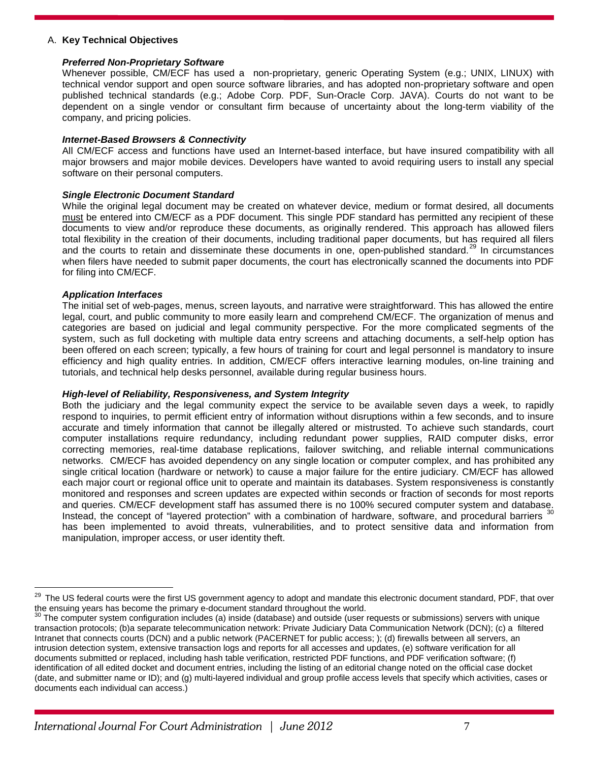### A. **Key Technical Objectives**

***Preferred Non-Proprietary Software***

Whenever possible, CM/ECF has used a non-proprietary, generic Operating System (e.g.; UNIX, LINUX) with technical vendor support and open source software libraries, and has adopted non-proprietary software and open published technical standards (e.g.; Adobe Corp. PDF, Sun-Oracle Corp. JAVA). Courts do not want to be dependent on a single vendor or consultant firm because of uncertainty about the long-term viability of the company, and pricing policies.

***Internet-Based Browsers & Connectivity***

All CM/ECF access and functions have used an Internet-based interface, but have insured compatibility with all major browsers and major mobile devices. Developers have wanted to avoid requiring users to install any special software on their personal computers.

***Single Electronic Document Standard***

While the original legal document may be created on whatever device, medium or format desired, all documents <u>must</u> be entered into CM/ECF as a PDF document. This single PDF standard has permitted any recipient of these documents to view and/or reproduce these documents, as originally rendered. This approach has allowed filers total flexibility in the creation of their documents, including traditional paper documents, but has required all filers and the courts to retain and disseminate these documents in one, open-published standard.[29] In circumstances when filers have needed to submit paper documents, the court has electronically scanned the documents into PDF for filing into CM/ECF.

***Application Interfaces***

The initial set of web-pages, menus, screen layouts, and narrative were straightforward. This has allowed the entire legal, court, and public community to more easily learn and comprehend CM/ECF. The organization of menus and categories are based on judicial and legal community perspective. For the more complicated segments of the system, such as full docketing with multiple data entry screens and attaching documents, a self-help option has been offered on each screen; typically, a few hours of training for court and legal personnel is mandatory to insure efficiency and high quality entries. In addition, CM/ECF offers interactive learning modules, on-line training and tutorials, and technical help desks personnel, available during regular business hours.

***High-level of Reliability, Responsiveness, and System Integrity***

Both the judiciary and the legal community expect the service to be available seven days a week, to rapidly respond to inquiries, to permit efficient entry of information without disruptions within a few seconds, and to insure accurate and timely information that cannot be illegally altered or mistrusted. To achieve such standards, court computer installations require redundancy, including redundant power supplies, RAID computer disks, error correcting memories, real-time database replications, failover switching, and reliable internal communications networks. CM/ECF has avoided dependency on any single location or computer complex, and has prohibited any single critical location (hardware or network) to cause a major failure for the entire judiciary. CM/ECF has allowed each major court or regional office unit to operate and maintain its databases. System responsiveness is constantly monitored and responses and screen updates are expected within seconds or fraction of seconds for most reports and queries. CM/ECF development staff has assumed there is no 100% secured computer system and database. Instead, the concept of "layered protection" with a combination of hardware, software, and procedural barriers [30] has been implemented to avoid threats, vulnerabilities, and to protect sensitive data and information from manipulation, improper access, or user identity theft.

---

[29] The US federal courts were the first US government agency to adopt and mandate this electronic document standard, PDF, that over the ensuing years has become the primary e-document standard throughout the world.

[30] The computer system configuration includes (a) inside (database) and outside (user requests or submissions) servers with unique transaction protocols; (b)a separate telecommunication network: Private Judiciary Data Communication Network (DCN); (c) a filtered Intranet that connects courts (DCN) and a public network (PACERNET for public access; ); (d) firewalls between all servers, an intrusion detection system, extensive transaction logs and reports for all accesses and updates, (e) software verification for all documents submitted or replaced, including hash table verification, restricted PDF functions, and PDF verification software; (f) identification of all edited docket and document entries, including the listing of an editorial change noted on the official case docket (date, and submitter name or ID); and (g) multi-layered individual and group profile access levels that specify which activities, cases or documents each individual can access.)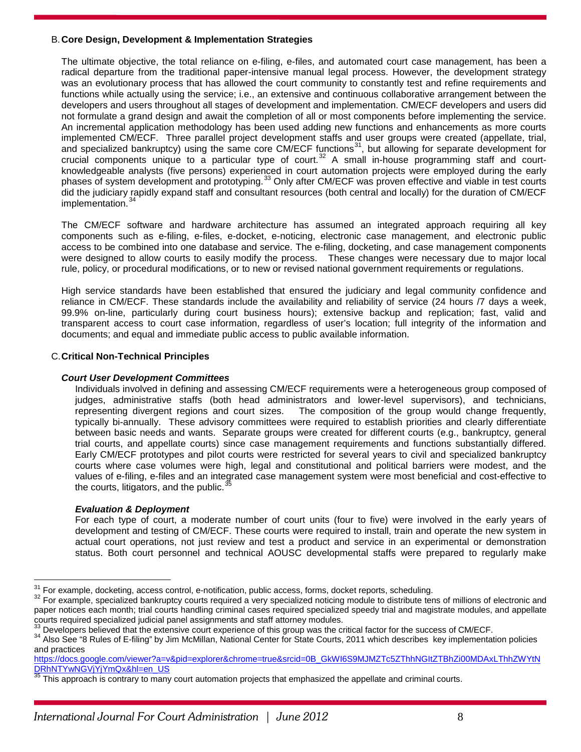### B. Core Design, Development & Implementation Strategies

The ultimate objective, the total reliance on e-filing, e-files, and automated court case management, has been a radical departure from the traditional paper-intensive manual legal process. However, the development strategy was an evolutionary process that has allowed the court community to constantly test and refine requirements and functions while actually using the service; i.e., an extensive and continuous collaborative arrangement between the developers and users throughout all stages of development and implementation. CM/ECF developers and users did not formulate a grand design and await the completion of all or most components before implementing the service. An incremental application methodology has been used adding new functions and enhancements as more courts implemented CM/ECF. Three parallel project development staffs and user groups were created (appellate, trial, and specialized bankruptcy) using the same core CM/ECF functions[31], but allowing for separate development for crucial components unique to a particular type of court.[32] A small in-house programming staff and court-knowledgeable analysts (five persons) experienced in court automation projects were employed during the early phases of system development and prototyping.[33] Only after CM/ECF was proven effective and viable in test courts did the judiciary rapidly expand staff and consultant resources (both central and locally) for the duration of CM/ECF implementation.[34]

The CM/ECF software and hardware architecture has assumed an integrated approach requiring all key components such as e-filing, e-files, e-docket, e-noticing, electronic case management, and electronic public access to be combined into one database and service. The e-filing, docketing, and case management components were designed to allow courts to easily modify the process. These changes were necessary due to major local rule, policy, or procedural modifications, or to new or revised national government requirements or regulations.

High service standards have been established that ensured the judiciary and legal community confidence and reliance in CM/ECF. These standards include the availability and reliability of service (24 hours /7 days a week, 99.9% on-line, particularly during court business hours); extensive backup and replication; fast, valid and transparent access to court case information, regardless of user's location; full integrity of the information and documents; and equal and immediate public access to public available information.

### C. Critical Non-Technical Principles

#### *Court User Development Committees*

Individuals involved in defining and assessing CM/ECF requirements were a heterogeneous group composed of judges, administrative staffs (both head administrators and lower-level supervisors), and technicians, representing divergent regions and court sizes. The composition of the group would change frequently, typically bi-annually. These advisory committees were required to establish priorities and clearly differentiate between basic needs and wants. Separate groups were created for different courts (e.g., bankruptcy, general trial courts, and appellate courts) since case management requirements and functions substantially differed. Early CM/ECF prototypes and pilot courts were restricted for several years to civil and specialized bankruptcy courts where case volumes were high, legal and constitutional and political barriers were modest, and the values of e-filing, e-files and an integrated case management system were most beneficial and cost-effective to the courts, litigators, and the public.[35]

#### *Evaluation & Deployment*

For each type of court, a moderate number of court units (four to five) were involved in the early years of development and testing of CM/ECF. These courts were required to install, train and operate the new system in actual court operations, not just review and test a product and service in an experimental or demonstration status. Both court personnel and technical AOUSC developmental staffs were prepared to regularly make

---

[31] For example, docketing, access control, e-notification, public access, forms, docket reports, scheduling.

[32] For example, specialized bankruptcy courts required a very specialized noticing module to distribute tens of millions of electronic and paper notices each month; trial courts handling criminal cases required specialized speedy trial and magistrate modules, and appellate courts required specialized judicial panel assignments and staff attorney modules.

[33] Developers believed that the extensive court experience of this group was the critical factor for the success of CM/ECF.

[34] Also See "8 Rules of E-filing" by Jim McMillan, National Center for State Courts, 2011 which describes key implementation policies and practices https://docs.google.com/viewer?a=v&pid=explorer&chrome=true&srcid=0B_GkWI6S9MJMZTc5ZThhNGItZTBhZi00MDAxLThhZWYtNDRhNTYwNGVjYjYmQx&hl=en_US

[35] This approach is contrary to many court automation projects that emphasized the appellate and criminal courts.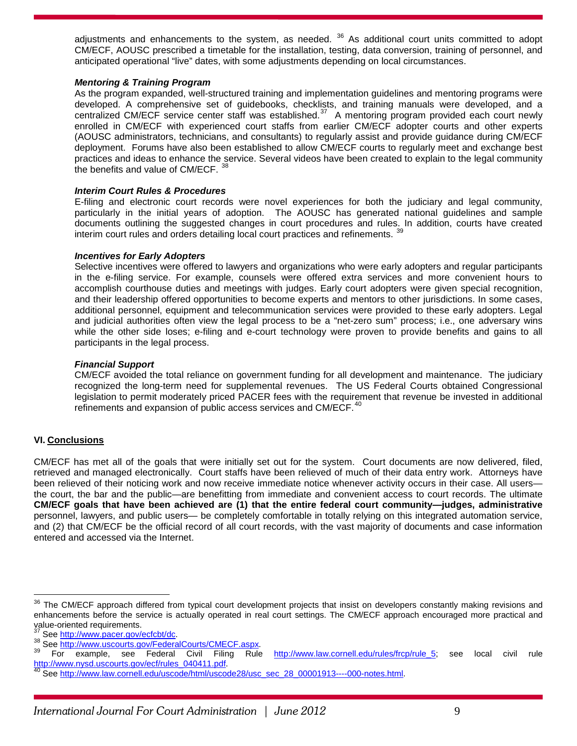adjustments and enhancements to the system, as needed. [36] As additional court units committed to adopt CM/ECF, AOUSC prescribed a timetable for the installation, testing, data conversion, training of personnel, and anticipated operational "live" dates, with some adjustments depending on local circumstances.

***Mentoring & Training Program***

As the program expanded, well-structured training and implementation guidelines and mentoring programs were developed. A comprehensive set of guidebooks, checklists, and training manuals were developed, and a centralized CM/ECF service center staff was established. [37] A mentoring program provided each court newly enrolled in CM/ECF with experienced court staffs from earlier CM/ECF adopter courts and other experts (AOUSC administrators, technicians, and consultants) to regularly assist and provide guidance during CM/ECF deployment. Forums have also been established to allow CM/ECF courts to regularly meet and exchange best practices and ideas to enhance the service. Several videos have been created to explain to the legal community the benefits and value of CM/ECF. [38]

***Interim Court Rules & Procedures***

E-filing and electronic court records were novel experiences for both the judiciary and legal community, particularly in the initial years of adoption. The AOUSC has generated national guidelines and sample documents outlining the suggested changes in court procedures and rules. In addition, courts have created interim court rules and orders detailing local court practices and refinements. [39]

***Incentives for Early Adopters***

Selective incentives were offered to lawyers and organizations who were early adopters and regular participants in the e-filing service. For example, counsels were offered extra services and more convenient hours to accomplish courthouse duties and meetings with judges. Early court adopters were given special recognition, and their leadership offered opportunities to become experts and mentors to other jurisdictions. In some cases, additional personnel, equipment and telecommunication services were provided to these early adopters. Legal and judicial authorities often view the legal process to be a "net-zero sum" process; i.e., one adversary wins while the other side loses; e-filing and e-court technology were proven to provide benefits and gains to all participants in the legal process.

***Financial Support***

CM/ECF avoided the total reliance on government funding for all development and maintenance. The judiciary recognized the long-term need for supplemental revenues. The US Federal Courts obtained Congressional legislation to permit moderately priced PACER fees with the requirement that revenue be invested in additional refinements and expansion of public access services and CM/ECF. [40]

## VI. Conclusions

CM/ECF has met all of the goals that were initially set out for the system. Court documents are now delivered, filed, retrieved and managed electronically. Court staffs have been relieved of much of their data entry work. Attorneys have been relieved of their noticing work and now receive immediate notice whenever activity occurs in their case. All users—the court, the bar and the public—are benefitting from immediate and convenient access to court records. The ultimate **CM/ECF goals that have been achieved are (1) that the entire federal court community—judges, administrative** personnel, lawyers, and public users— be completely comfortable in totally relying on this integrated automation service, and (2) that CM/ECF be the official record of all court records, with the vast majority of documents and case information entered and accessed via the Internet.

---

[36] The CM/ECF approach differed from typical court development projects that insist on developers constantly making revisions and enhancements before the service is actually operated in real court settings. The CM/ECF approach encouraged more practical and value-oriented requirements.

[37] See http://www.pacer.gov/ecfcbt/dc.

[38] See http://www.uscourts.gov/FederalCourts/CMECF.aspx.

[39] For example, see Federal Civil Filing Rule http://www.law.cornell.edu/rules/frcp/rule_5; see local civil rule http://www.nysd.uscourts.gov/ecf/rules_040411.pdf.

[40] See http://www.law.cornell.edu/uscode/html/uscode28/usc_sec_28_00001913----000-notes.html.